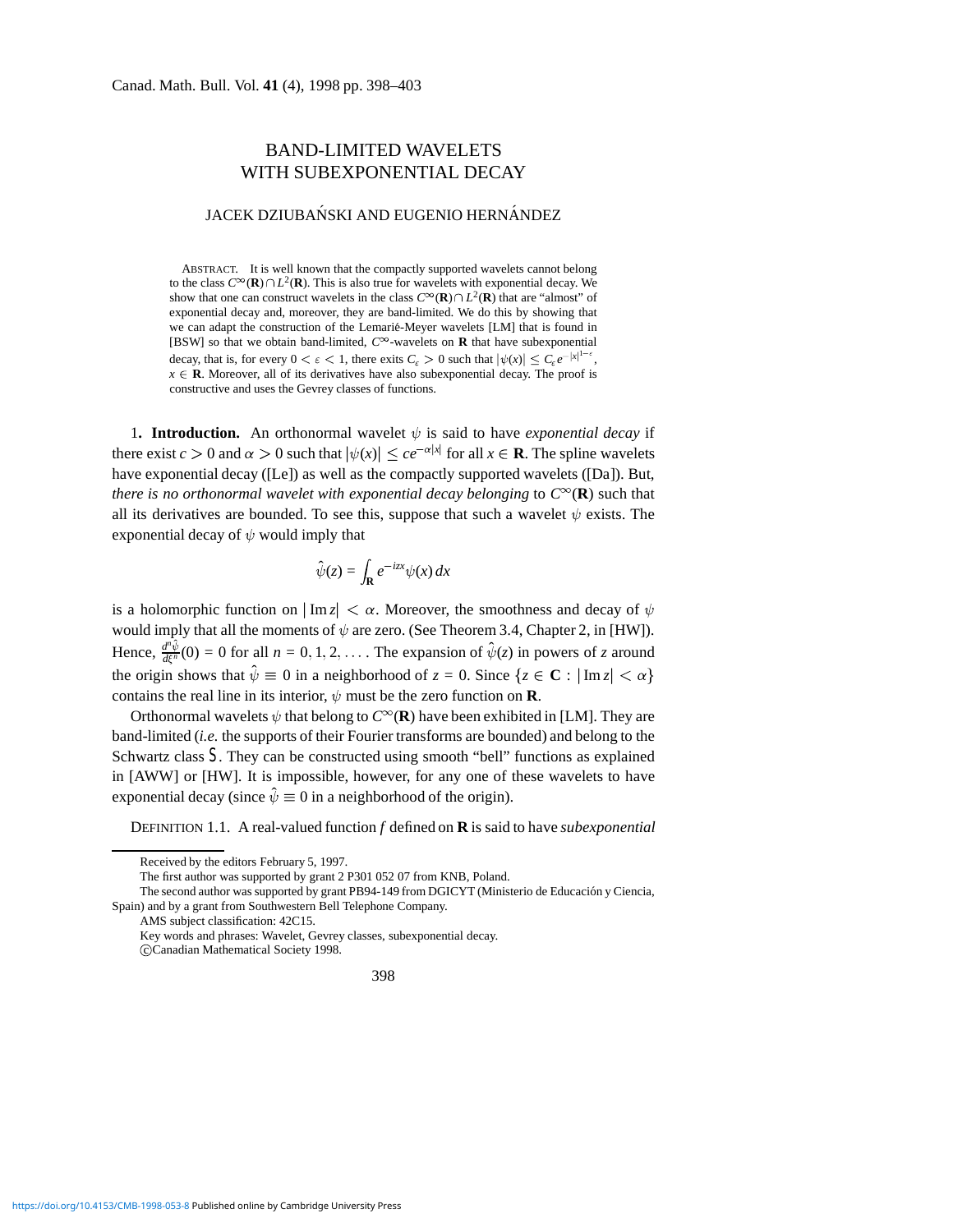# BAND-LIMITED WAVELETS WITH SUBEXPONENTIAL DECAY

JACEK DZIUBAŃSKI AND EUGENIO HERNÁNDEZ

ABSTRACT. It is well known that the compactly supported wavelets cannot belong to the class $C^\infty(\mathbf{R}) \cap L^2(\mathbf{R})$. This is also true for wavelets with exponential decay. We show that one can construct wavelets in the class $C^\infty(\mathbf{R}) \cap L^2(\mathbf{R})$ that are "almost" of exponential decay and, moreover, they are band-limited. We do this by showing that we can adapt the construction of the Lemarié-Meyer wavelets [LM] that is found in [BSW] so that we obtain band-limited, $C^\infty$-wavelets on $\mathbf{R}$ that have subexponential decay, that is, for every $0 < \varepsilon < 1$, there exits $C_\varepsilon > 0$ such that $|\psi(x)| \le C_\varepsilon e^{-|x|^{1-\varepsilon}}$, $x \in \mathbf{R}$. Moreover, all of its derivatives have also subexponential decay. The proof is constructive and uses the Gevrey classes of functions.

1. **Introduction.** An orthonormal wavelet $\psi$ is said to have *exponential decay* if there exist $c > 0$ and $\alpha > 0$ such that $|\psi(x)| \le ce^{-\alpha|x|}$ for all $x \in \mathbf{R}$. The spline wavelets have exponential decay ([Le]) as well as the compactly supported wavelets ([Da]). But, *there is no orthonormal wavelet with exponential decay belonging* to $C^\infty(\mathbf{R})$ such that all its derivatives are bounded. To see this, suppose that such a wavelet $\psi$ exists. The exponential decay of $\psi$ would imply that

$$\hat{\psi}(z) = \int_{\mathbf{R}} e^{-izx}\psi(x)\,dx$$

is a holomorphic function on $|\operatorname{Im} z| < \alpha$. Moreover, the smoothness and decay of $\psi$ would imply that all the moments of $\psi$ are zero. (See Theorem 3.4, Chapter 2, in [HW]). Hence, $\frac{d^n\hat{\psi}}{d\xi^n}(0) = 0$ for all $n = 0, 1, 2, \ldots$. The expansion of $\hat{\psi}(z)$ in powers of $z$ around the origin shows that $\hat{\psi} \equiv 0$ in a neighborhood of $z = 0$. Since $\{z \in \mathbf{C} : |\operatorname{Im} z| < \alpha\}$ contains the real line in its interior, $\psi$ must be the zero function on $\mathbf{R}$.

Orthonormal wavelets $\psi$ that belong to $C^\infty(\mathbf{R})$ have been exhibited in [LM]. They are band-limited (*i.e.* the supports of their Fourier transforms are bounded) and belong to the Schwartz class $\mathcal{S}$. They can be constructed using smooth "bell" functions as explained in [AWW] or [HW]. It is impossible, however, for any one of these wavelets to have exponential decay (since $\hat{\psi} \equiv 0$ in a neighborhood of the origin).

DEFINITION 1.1. A real-valued function $f$ defined on $\mathbf{R}$ is said to have *subexponential*

---

Received by the editors February 5, 1997.

The first author was supported by grant 2 P301 052 07 from KNB, Poland.

The second author was supported by grant PB94-149 from DGICYT (Ministerio de Educación y Ciencia, Spain) and by a grant from Southwestern Bell Telephone Company.

AMS subject classification: 42C15.

Key words and phrases: Wavelet, Gevrey classes, subexponential decay.

©Canadian Mathematical Society 1998.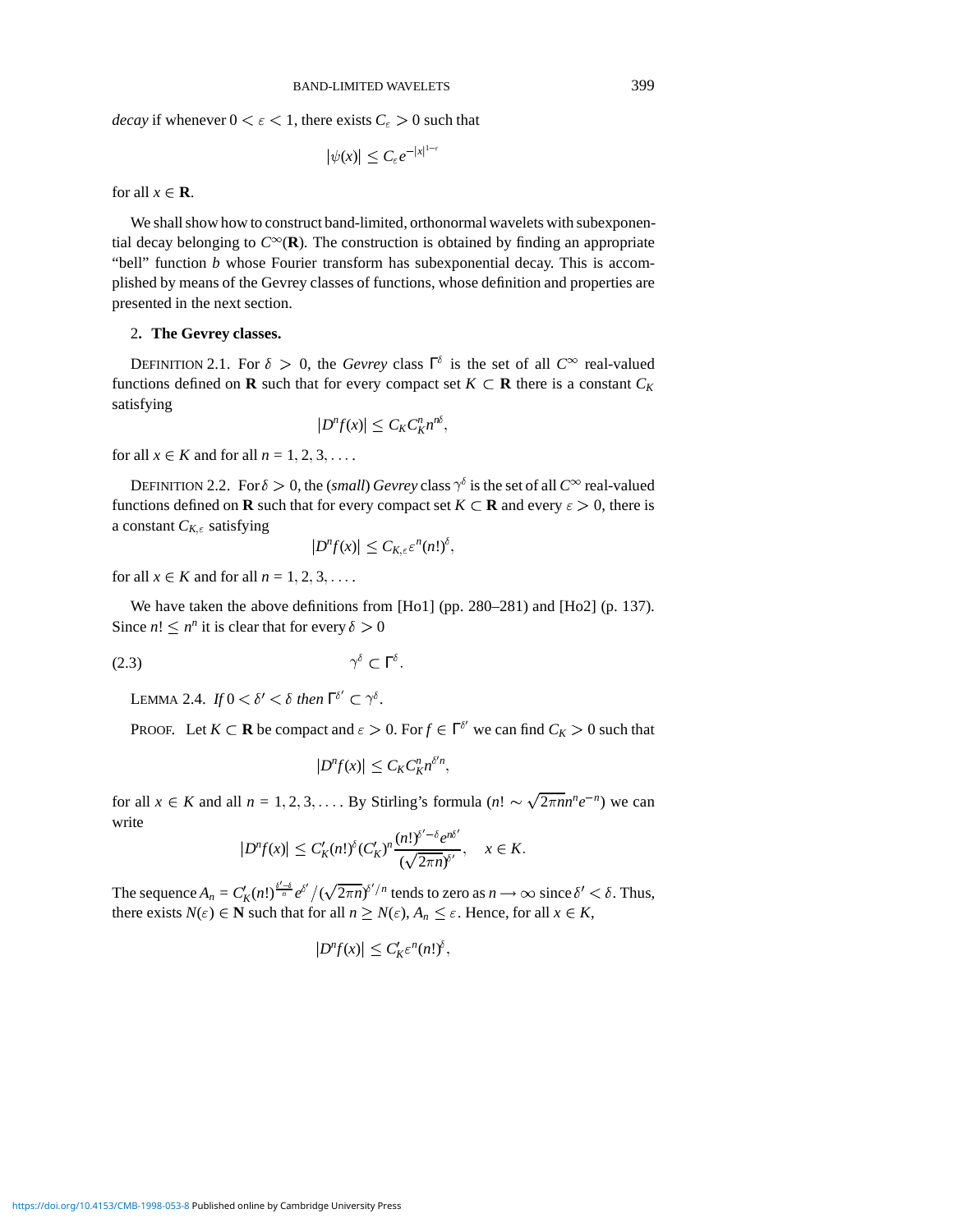*decay* if whenever $0 < \varepsilon < 1$, there exists $C_\varepsilon > 0$ such that

$$|\psi(x)| \leq C_\varepsilon e^{-|x|^{1-\varepsilon}}$$

for all $x \in \mathbf{R}$.

We shall show how to construct band-limited, orthonormal wavelets with subexponential decay belonging to $C^\infty(\mathbf{R})$. The construction is obtained by finding an appropriate "bell" function $b$ whose Fourier transform has subexponential decay. This is accomplished by means of the Gevrey classes of functions, whose definition and properties are presented in the next section.

## 2. The Gevrey classes.

DEFINITION 2.1. For $\delta > 0$, the *Gevrey* class $\Gamma^\delta$ is the set of all $C^\infty$ real-valued functions defined on $\mathbf{R}$ such that for every compact set $K \subset \mathbf{R}$ there is a constant $C_K$ satisfying

$$|D^n f(x)| \leq C_K C_K^n n^{n\delta},$$

for all $x \in K$ and for all $n = 1, 2, 3, \ldots$.

DEFINITION 2.2. For $\delta > 0$, the (*small*) *Gevrey* class $\gamma^\delta$ is the set of all $C^\infty$ real-valued functions defined on $\mathbf{R}$ such that for every compact set $K \subset \mathbf{R}$ and every $\varepsilon > 0$, there is a constant $C_{K,\varepsilon}$ satisfying

$$|D^n f(x)| \leq C_{K,\varepsilon} \varepsilon^n (n!)^\delta,$$

for all $x \in K$ and for all $n = 1, 2, 3, \ldots$.

We have taken the above definitions from [Ho1] (pp. 280–281) and [Ho2] (p. 137). Since $n! \leq n^n$ it is clear that for every $\delta > 0$

$$\gamma^\delta \subset \Gamma^\delta. \tag{2.3}$$

LEMMA 2.4. *If* $0 < \delta' < \delta$ *then* $\Gamma^{\delta'} \subset \gamma^\delta$.

PROOF. Let $K \subset \mathbf{R}$ be compact and $\varepsilon > 0$. For $f \in \Gamma^{\delta'}$ we can find $C_K > 0$ such that

$$|D^n f(x)| \leq C_K C_K^n n^{\delta' n},$$

for all $x \in K$ and all $n = 1, 2, 3, \ldots$. By Stirling's formula ($n! \sim \sqrt{2\pi n} n^n e^{-n}$) we can write

$$|D^n f(x)| \leq C_K'(n!)^\delta (C_K')^n \frac{(n!)^{\delta'-\delta} e^{n\delta'}}{(\sqrt{2\pi n})^{\delta'}}, \quad x \in K.$$

The sequence $A_n = C_K'(n!)^{\frac{\delta'-\delta}{n}} e^{\delta'} / (\sqrt{2\pi n})^{\delta'/n}$ tends to zero as $n \longrightarrow \infty$ since $\delta' < \delta$. Thus, there exists $N(\varepsilon) \in \mathbf{N}$ such that for all $n \geq N(\varepsilon)$, $A_n \leq \varepsilon$. Hence, for all $x \in K$,

$$|D^n f(x)| \leq C_K' \varepsilon^n (n!)^\delta,$$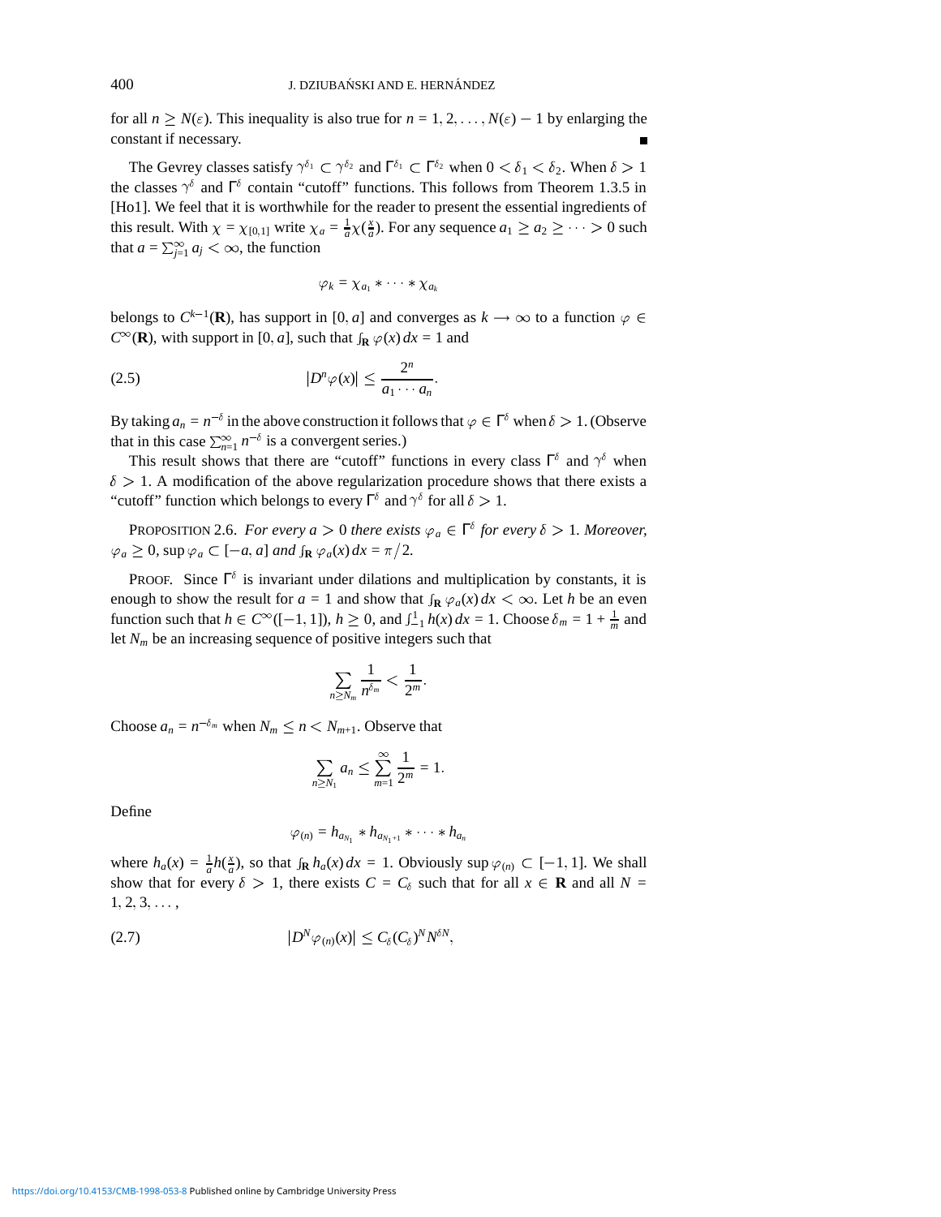for all $n \geq N(\varepsilon)$. This inequality is also true for $n = 1, 2, \ldots, N(\varepsilon) - 1$ by enlarging the constant if necessary. ∎

The Gevrey classes satisfy $\gamma^{\delta_1} \subset \gamma^{\delta_2}$ and $\Gamma^{\delta_1} \subset \Gamma^{\delta_2}$ when $0 < \delta_1 < \delta_2$. When $\delta > 1$ the classes $\gamma^\delta$ and $\Gamma^\delta$ contain "cutoff" functions. This follows from Theorem 1.3.5 in [Ho1]. We feel that it is worthwhile for the reader to present the essential ingredients of this result. With $\chi = \chi_{[0,1]}$ write $\chi_a = \frac{1}{a}\chi(\frac{x}{a})$. For any sequence $a_1 \geq a_2 \geq \cdots > 0$ such that $a = \sum_{j=1}^{\infty} a_j < \infty$, the function

$$\varphi_k = \chi_{a_1} * \cdots * \chi_{a_k}$$

belongs to $C^{k-1}(\mathbf{R})$, has support in $[0, a]$ and converges as $k \longrightarrow \infty$ to a function $\varphi \in C^\infty(\mathbf{R})$, with support in $[0, a]$, such that $\int_{\mathbf{R}} \varphi(x)\, dx = 1$ and

$$|D^n\varphi(x)| \leq \frac{2^n}{a_1 \cdots a_n}. \tag{2.5}$$

By taking $a_n = n^{-\delta}$ in the above construction it follows that $\varphi \in \Gamma^\delta$ when $\delta > 1$. (Observe that in this case $\sum_{n=1}^{\infty} n^{-\delta}$ is a convergent series.)

This result shows that there are "cutoff" functions in every class $\Gamma^\delta$ and $\gamma^\delta$ when $\delta > 1$. A modification of the above regularization procedure shows that there exists a "cutoff" function which belongs to every $\Gamma^\delta$ and $\gamma^\delta$ for all $\delta > 1$.

Proposition 2.6. *For every $a > 0$ there exists $\varphi_a \in \Gamma^\delta$ for every $\delta > 1$. Moreover, $\varphi_a \geq 0$, $\sup \varphi_a \subset [-a, a]$ and $\int_{\mathbf{R}} \varphi_a(x)\, dx = \pi/2$.*

Proof. Since $\Gamma^\delta$ is invariant under dilations and multiplication by constants, it is enough to show the result for $a = 1$ and show that $\int_{\mathbf{R}} \varphi_a(x)\, dx < \infty$. Let $h$ be an even function such that $h \in C^\infty([-1, 1])$, $h \geq 0$, and $\int_{-1}^{1} h(x)\, dx = 1$. Choose $\delta_m = 1 + \frac{1}{m}$ and let $N_m$ be an increasing sequence of positive integers such that

$$\sum_{n \geq N_m} \frac{1}{n^{\delta_m}} < \frac{1}{2^m}.$$

Choose $a_n = n^{-\delta_m}$ when $N_m \leq n < N_{m+1}$. Observe that

$$\sum_{n \geq N_1} a_n \leq \sum_{m=1}^{\infty} \frac{1}{2^m} = 1.$$

Define

$$\varphi_{(n)} = h_{a_{N_1}} * h_{a_{N_1+1}} * \cdots * h_{a_n}$$

where $h_a(x) = \frac{1}{a}h(\frac{x}{a})$, so that $\int_{\mathbf{R}} h_a(x)\, dx = 1$. Obviously $\sup \varphi_{(n)} \subset [-1, 1]$. We shall show that for every $\delta > 1$, there exists $C = C_\delta$ such that for all $x \in \mathbf{R}$ and all $N = 1, 2, 3, \ldots$,

$$|D^N\varphi_{(n)}(x)| \leq C_\delta (C_\delta)^N N^{\delta N}, \tag{2.7}$$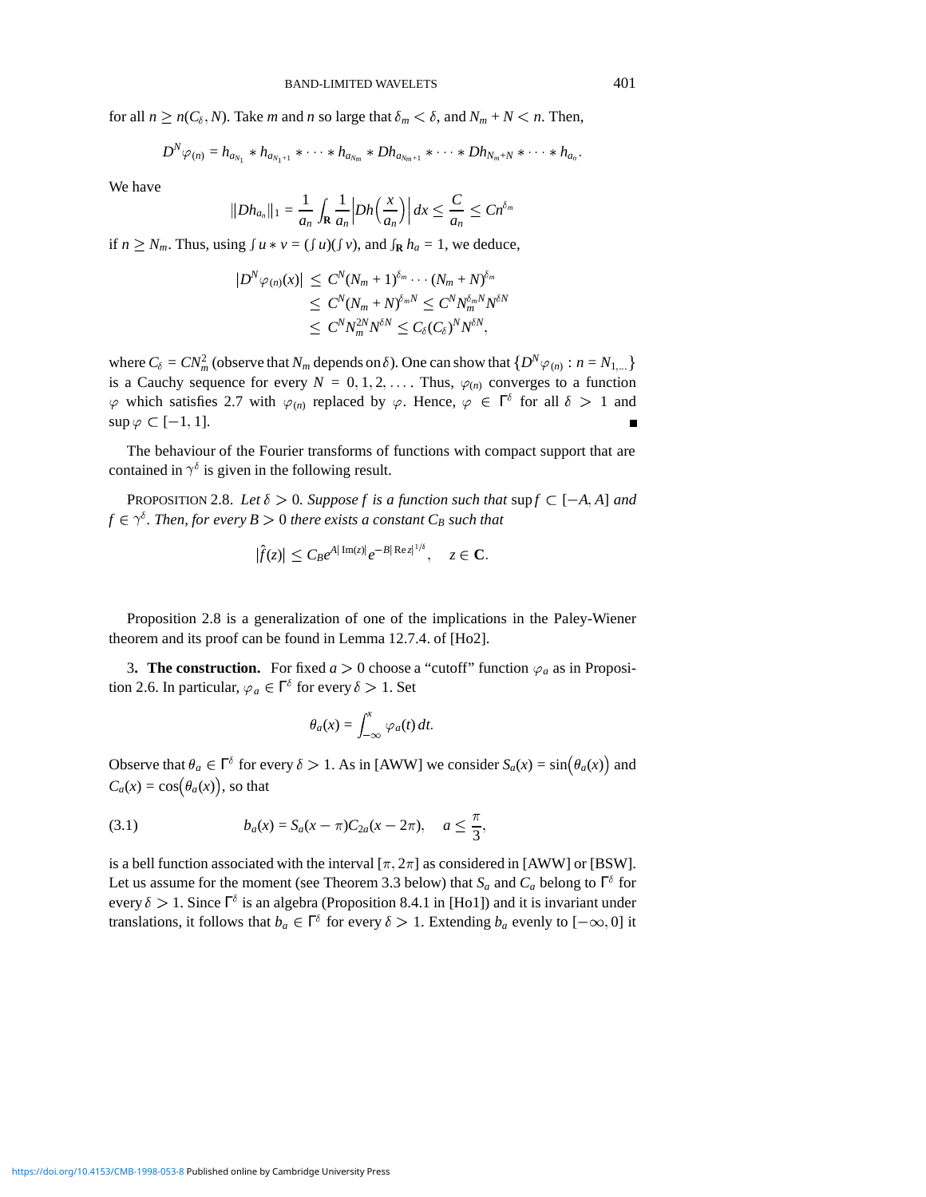for all $n \geq n(C_\delta, N)$. Take $m$ and $n$ so large that $\delta_m < \delta$, and $N_m + N < n$. Then,

$$D^N \varphi_{(n)} = h_{a_{N_1}} * h_{a_{N_1+1}} * \cdots * h_{a_{N_m}} * Dh_{a_{N_m+1}} * \cdots * Dh_{N_m+N} * \cdots * h_{a_n}.$$

We have

$$\|Dh_{a_n}\|_1 = \frac{1}{a_n} \int_{\mathbf{R}} \frac{1}{a_n} \Big| Dh\Big(\frac{x}{a_n}\Big)\Big| \, dx \leq \frac{C}{a_n} \leq Cn^{\delta_m}$$

if $n \geq N_m$. Thus, using $\int u * v = (\int u)(\int v)$, and $\int_{\mathbf{R}} h_a = 1$, we deduce,

$$\begin{aligned}
|D^N \varphi_{(n)}(x)| &\leq C^N (N_m + 1)^{\delta_m} \cdots (N_m + N)^{\delta_m} \\
&\leq C^N (N_m + N)^{\delta_m N} \leq C^N N_m^{\delta_m N} N^{\delta N} \\
&\leq C^N N_m^{2N} N^{\delta N} \leq C_\delta (C_\delta)^N N^{\delta N},
\end{aligned}$$

where $C_\delta = CN_m^2$ (observe that $N_m$ depends on $\delta$). One can show that $\{D^N \varphi_{(n)} : n = N_{1,\ldots}\}$ is a Cauchy sequence for every $N = 0, 1, 2, \ldots$. Thus, $\varphi_{(n)}$ converges to a function $\varphi$ which satisfies 2.7 with $\varphi_{(n)}$ replaced by $\varphi$. Hence, $\varphi \in \Gamma^\delta$ for all $\delta > 1$ and $\sup \varphi \subset [-1, 1]$. ■

The behaviour of the Fourier transforms of functions with compact support that are contained in $\gamma^\delta$ is given in the following result.

PROPOSITION 2.8. *Let $\delta > 0$. Suppose $f$ is a function such that $\sup f \subset [-A, A]$ and $f \in \gamma^\delta$. Then, for every $B > 0$ there exists a constant $C_B$ such that*

$$|\hat{f}(z)| \leq C_B e^{A|\operatorname{Im}(z)|} e^{-B|\operatorname{Re} z|^{1/\delta}}, \quad z \in \mathbf{C}.$$

Proposition 2.8 is a generalization of one of the implications in the Paley-Wiener theorem and its proof can be found in Lemma 12.7.4. of [Ho2].

## 3. The construction.

For fixed $a > 0$ choose a "cutoff" function $\varphi_a$ as in Proposition 2.6. In particular, $\varphi_a \in \Gamma^\delta$ for every $\delta > 1$. Set

$$\theta_a(x) = \int_{-\infty}^x \varphi_a(t) \, dt.$$

Observe that $\theta_a \in \Gamma^\delta$ for every $\delta > 1$. As in [AWW] we consider $S_a(x) = \sin\big(\theta_a(x)\big)$ and $C_a(x) = \cos\big(\theta_a(x)\big)$, so that

$$b_a(x) = S_a(x - \pi) C_{2a}(x - 2\pi), \quad a \leq \frac{\pi}{3}, \tag{3.1}$$

is a bell function associated with the interval $[\pi, 2\pi]$ as considered in [AWW] or [BSW]. Let us assume for the moment (see Theorem 3.3 below) that $S_a$ and $C_a$ belong to $\Gamma^\delta$ for every $\delta > 1$. Since $\Gamma^\delta$ is an algebra (Proposition 8.4.1 in [Ho1]) and it is invariant under translations, it follows that $b_a \in \Gamma^\delta$ for every $\delta > 1$. Extending $b_a$ evenly to $[-\infty, 0]$ it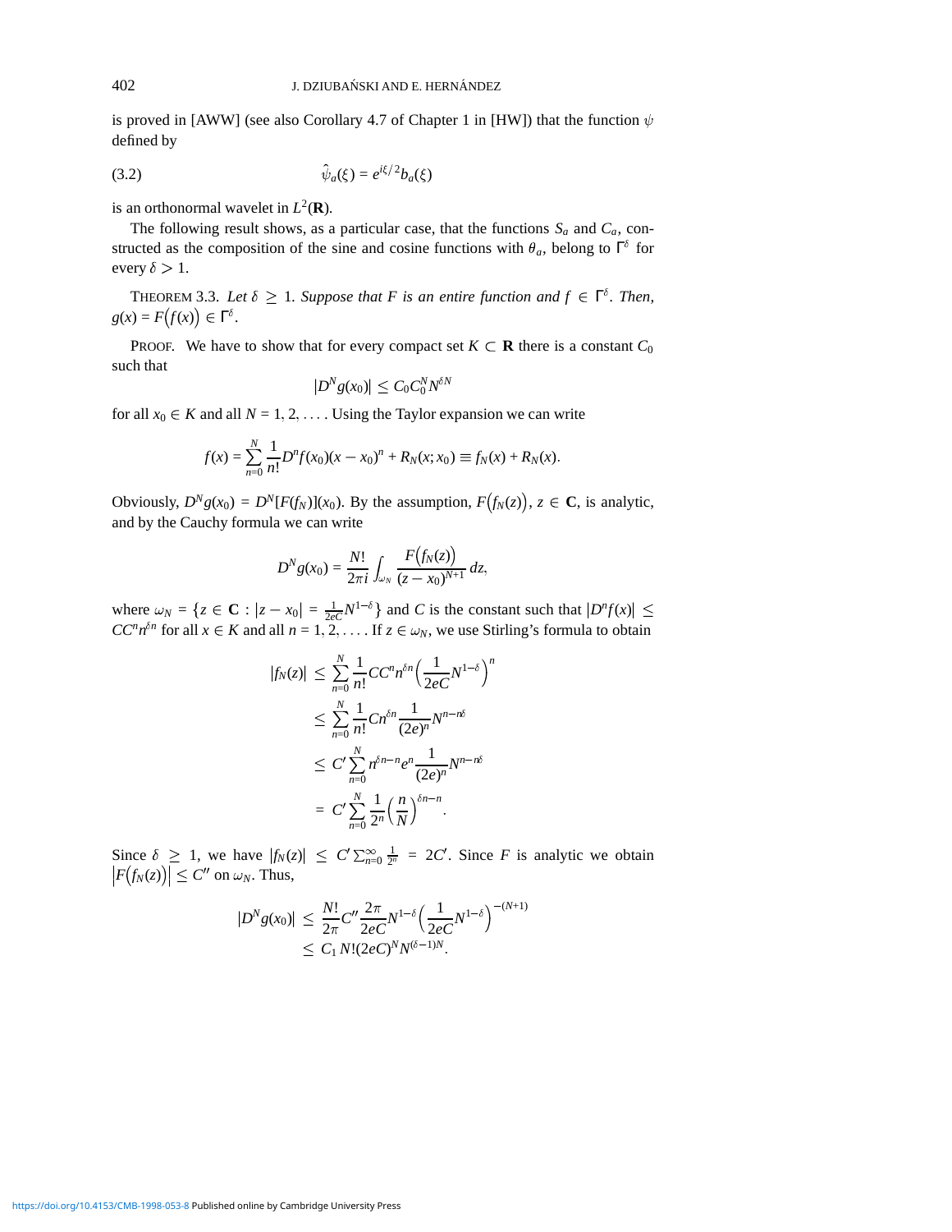is proved in [AWW] (see also Corollary 4.7 of Chapter 1 in [HW]) that the function $\psi$ defined by

$$\hat{\psi}_a(\xi) = e^{i\xi/2} b_a(\xi) \tag{3.2}$$

is an orthonormal wavelet in $L^2(\mathbf{R})$.

The following result shows, as a particular case, that the functions $S_a$ and $C_a$, constructed as the composition of the sine and cosine functions with $\theta_a$, belong to $\Gamma^\delta$ for every $\delta > 1$.

THEOREM 3.3. *Let $\delta \geq 1$. Suppose that $F$ is an entire function and $f \in \Gamma^\delta$. Then, $g(x) = F\big(f(x)\big) \in \Gamma^\delta$.*

PROOF. We have to show that for every compact set $K \subset \mathbf{R}$ there is a constant $C_0$ such that

$$|D^N g(x_0)| \leq C_0 C_0^N N^{\delta N}$$

for all $x_0 \in K$ and all $N = 1, 2, \ldots$. Using the Taylor expansion we can write

$$f(x) = \sum_{n=0}^{N} \frac{1}{n!} D^n f(x_0)(x - x_0)^n + R_N(x; x_0) \equiv f_N(x) + R_N(x).$$

Obviously, $D^N g(x_0) = D^N[F(f_N)](x_0)$. By the assumption, $F\big(f_N(z)\big)$, $z \in \mathbf{C}$, is analytic, and by the Cauchy formula we can write

$$D^N g(x_0) = \frac{N!}{2\pi i} \int_{\omega_N} \frac{F\big(f_N(z)\big)}{(z - x_0)^{N+1}}\, dz,$$

where $\omega_N = \big\{z \in \mathbf{C} : |z - x_0| = \frac{1}{2eC} N^{1-\delta}\big\}$ and $C$ is the constant such that $|D^n f(x)| \leq C C^n n^{\delta n}$ for all $x \in K$ and all $n = 1, 2, \ldots$. If $z \in \omega_N$, we use Stirling's formula to obtain

$$\begin{aligned}
|f_N(z)| &\leq \sum_{n=0}^{N} \frac{1}{n!} C C^n n^{\delta n} \Big(\frac{1}{2eC} N^{1-\delta}\Big)^n \\
&\leq \sum_{n=0}^{N} \frac{1}{n!} C n^{\delta n} \frac{1}{(2e)^n} N^{n - n\delta} \\
&\leq C' \sum_{n=0}^{N} n^{\delta n - n} e^n \frac{1}{(2e)^n} N^{n - n\delta} \\
&= C' \sum_{n=0}^{N} \frac{1}{2^n} \Big(\frac{n}{N}\Big)^{\delta n - n}.
\end{aligned}$$

Since $\delta \geq 1$, we have $|f_N(z)| \leq C' \sum_{n=0}^{\infty} \frac{1}{2^n} = 2C'$. Since $F$ is analytic we obtain $\big|F\big(f_N(z)\big)\big| \leq C''$ on $\omega_N$. Thus,

$$\begin{aligned}
|D^N g(x_0)| &\leq \frac{N!}{2\pi} C'' \frac{2\pi}{2eC} N^{1-\delta} \Big(\frac{1}{2eC} N^{1-\delta}\Big)^{-(N+1)} \\
&\leq C_1\, N! (2eC)^N N^{(\delta-1)N}.
\end{aligned}$$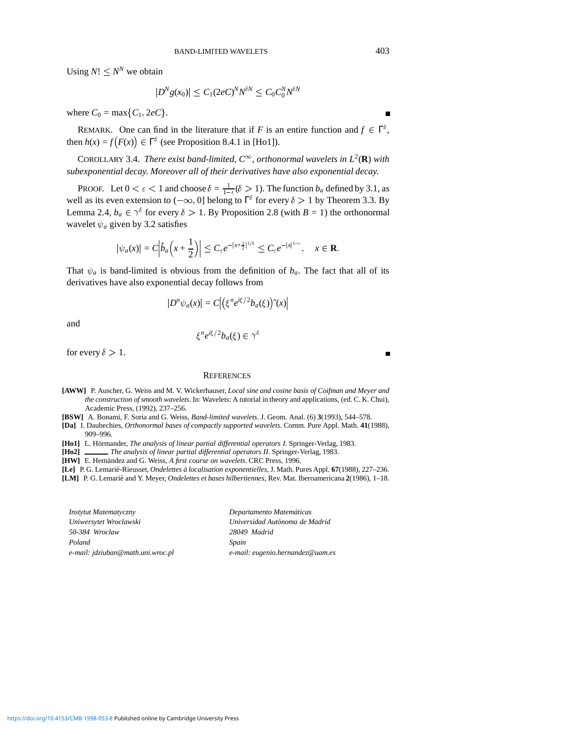Using $N! \leq N^N$ we obtain

$$|D^N g(x_0)| \leq C_1(2eC)^N N^{\delta N} \leq C_0 C_0^N N^{\delta N}$$

where $C_0 = \max\{C_1, 2eC\}$. ∎

REMARK. One can find in the literature that if $F$ is an entire function and $f \in \Gamma^\delta$, then $h(x) = f\big(F(x)\big) \in \Gamma^\delta$ (see Proposition 8.4.1 in [Ho1]).

COROLLARY 3.4. *There exist band-limited, $C^\infty$, orthonormal wavelets in $L^2(\mathbf{R})$ with subexponential decay. Moreover all of their derivatives have also exponential decay.*

PROOF. Let $0 < \varepsilon < 1$ and choose $\delta = \frac{1}{1-\varepsilon}(\delta > 1)$. The function $b_a$ defined by 3.1, as well as its even extension to $(-\infty, 0]$ belong to $\Gamma^\delta$ for every $\delta > 1$ by Theorem 3.3. By Lemma 2.4, $b_a \in \gamma^\delta$ for every $\delta > 1$. By Proposition 2.8 (with $B = 1$) the orthonormal wavelet $\psi_a$ given by 3.2 satisfies

$$|\psi_a(x)| = C\Big|\hat{b}_a\Big(x + \frac{1}{2}\Big)\Big| \leq C_\varepsilon e^{-|x+\frac{1}{2}|^{1/\delta}} \leq C_\varepsilon e^{-|x|^{1-\varepsilon}}, \quad x \in \mathbf{R}.$$

That $\psi_a$ is band-limited is obvious from the definition of $b_a$. The fact that all of its derivatives have also exponential decay follows from

$$|D^n\psi_a(x)| = C\Big|\big(\xi^n e^{i\xi/2} b_a(\xi)\big)\hat{}\,(x)\Big|$$

and

$$\xi^n e^{i\xi/2} b_a(\xi) \in \gamma^\delta$$

for every $\delta > 1$. ∎

## REFERENCES

**[AWW]** P. Auscher, G. Weiss and M. V. Wickerhauser, *Local sine and cosine basis of Coifman and Meyer and the construction of smooth wavelets*. In: Wavelets: A tutorial in theory and applications, (ed. C. K. Chui), Academic Press, (1992), 237–256.

**[BSW]** A. Bonami, F. Soria and G. Weiss, *Band-limited wavelets*. J. Geom. Anal. (6) **3**(1993), 544–578.

**[Da]** I. Daubechies, *Orthonormal bases of compactly supported wavelets*. Comm. Pure Appl. Math. **41**(1988), 909–996.

**[Ho1]** L. Hörmander, *The analysis of linear partial differential operators I*. Springer-Verlag, 1983.

**[Ho2]** \_\_\_\_\_\_, *The analysis of linear partial differential operators II*. Springer-Verlag, 1983.

**[HW]** E. Hernández and G. Weiss, *A first course on wavelets*. CRC Press, 1996.

**[Le]** P. G. Lemarié-Rieusset, *Ondelettes à localisation exponentielles*, J. Math. Pures Appl. **67**(1988), 227–236.

**[LM]** P. G. Lemarié and Y. Meyer, *Ondelettes et bases hilbertiennes*, Rev. Mat. Iberoamericana **2**(1986), 1–18.

*Instytut Matematyczny*
*Uniwersytet Wroclawski*
*50-384 Wroclaw*
*Poland*
*e-mail: jdziuban@math.uni.wroc.pl*

*Departamento Matemáticas*
*Universidad Autónoma de Madrid*
*28049 Madrid*
*Spain*
*e-mail: eugenio.hernandez@uam.es*